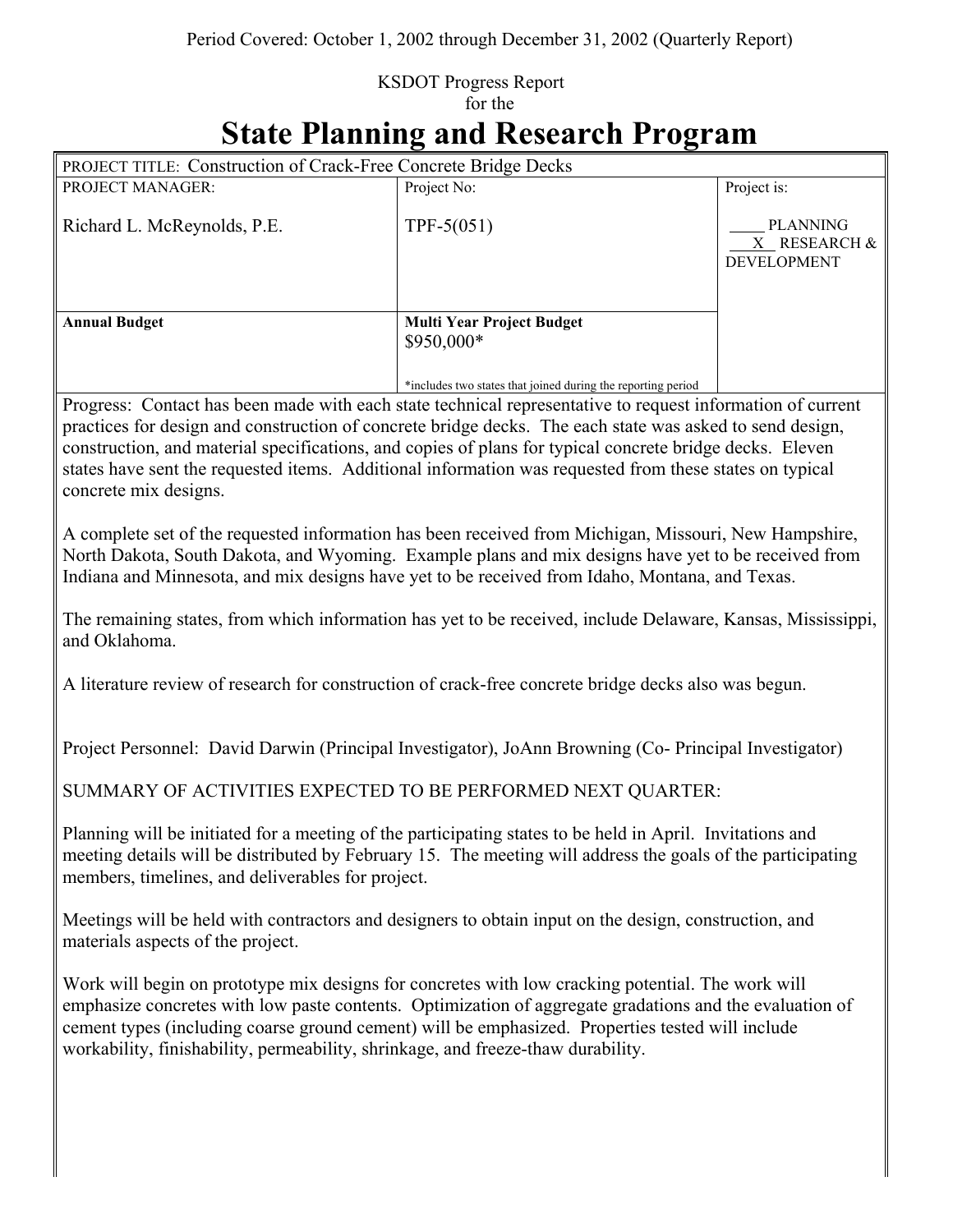Period Covered: October 1, 2002 through December 31, 2002 (Quarterly Report)

KSDOT Progress Report
for the

# State Planning and Research Program

| PROJECT TITLE: Construction of Crack-Free Concrete Bridge Decks | | |
|---|---|---|
| PROJECT MANAGER:<br><br>Richard L. McReynolds, P.E. | Project No:<br><br>TPF-5(051) | Project is:<br><br>____ PLANNING<br>__X__ RESEARCH & DEVELOPMENT |
| **Annual Budget** | **Multi Year Project Budget**<br>$950,000*<br><br>*includes two states that joined during the reporting period | |

Progress: Contact has been made with each state technical representative to request information of current practices for design and construction of concrete bridge decks. The each state was asked to send design, construction, and material specifications, and copies of plans for typical concrete bridge decks. Eleven states have sent the requested items. Additional information was requested from these states on typical concrete mix designs.

A complete set of the requested information has been received from Michigan, Missouri, New Hampshire, North Dakota, South Dakota, and Wyoming. Example plans and mix designs have yet to be received from Indiana and Minnesota, and mix designs have yet to be received from Idaho, Montana, and Texas.

The remaining states, from which information has yet to be received, include Delaware, Kansas, Mississippi, and Oklahoma.

A literature review of research for construction of crack-free concrete bridge decks also was begun.

Project Personnel: David Darwin (Principal Investigator), JoAnn Browning (Co- Principal Investigator)

SUMMARY OF ACTIVITIES EXPECTED TO BE PERFORMED NEXT QUARTER:

Planning will be initiated for a meeting of the participating states to be held in April. Invitations and meeting details will be distributed by February 15. The meeting will address the goals of the participating members, timelines, and deliverables for project.

Meetings will be held with contractors and designers to obtain input on the design, construction, and materials aspects of the project.

Work will begin on prototype mix designs for concretes with low cracking potential. The work will emphasize concretes with low paste contents. Optimization of aggregate gradations and the evaluation of cement types (including coarse ground cement) will be emphasized. Properties tested will include workability, finishability, permeability, shrinkage, and freeze-thaw durability.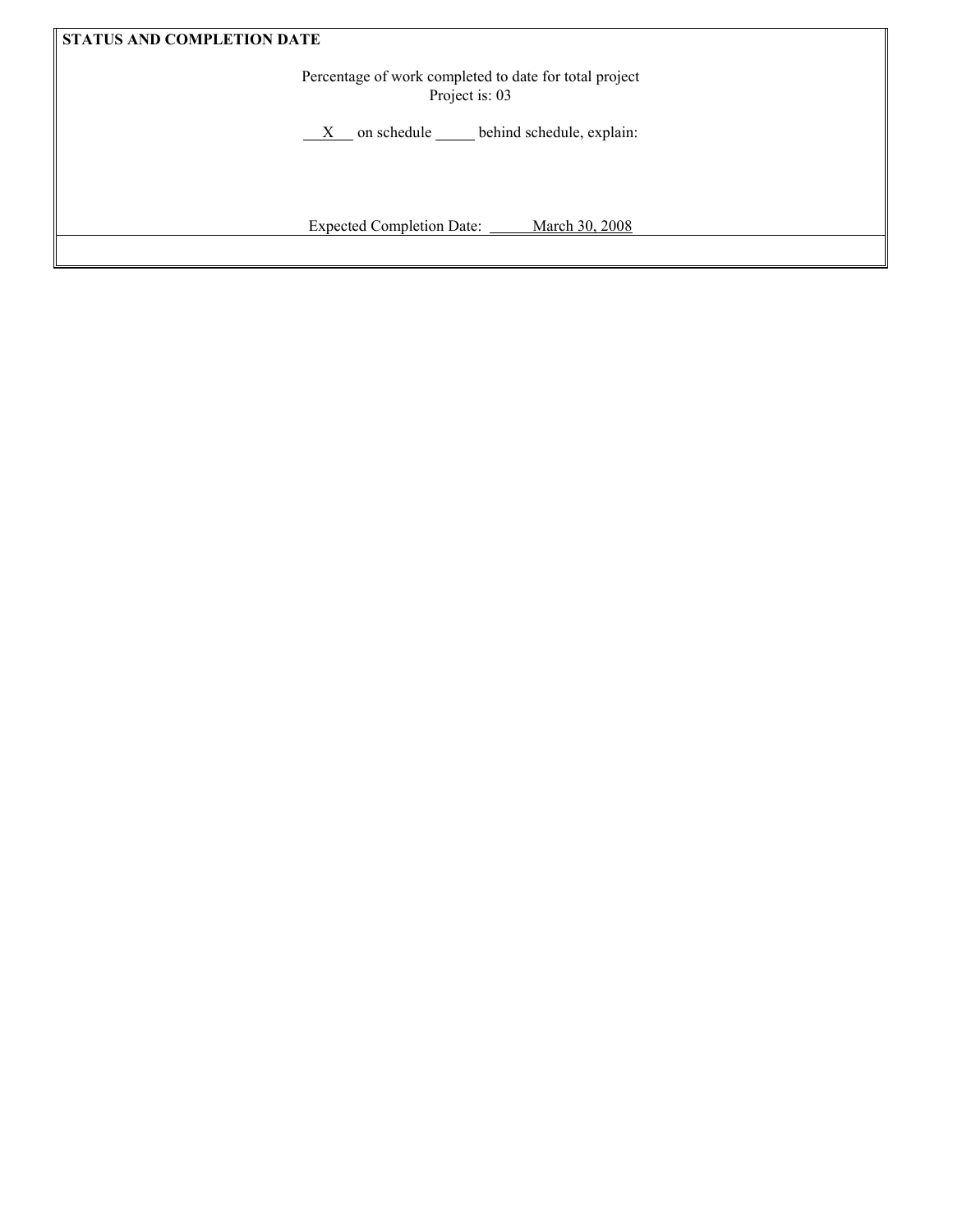**STATUS AND COMPLETION DATE**

Percentage of work completed to date for total project
Project is: 03

\_\_X\_\_ on schedule \_\_\_\_\_ behind schedule, explain:

Expected Completion Date: March 30, 2008